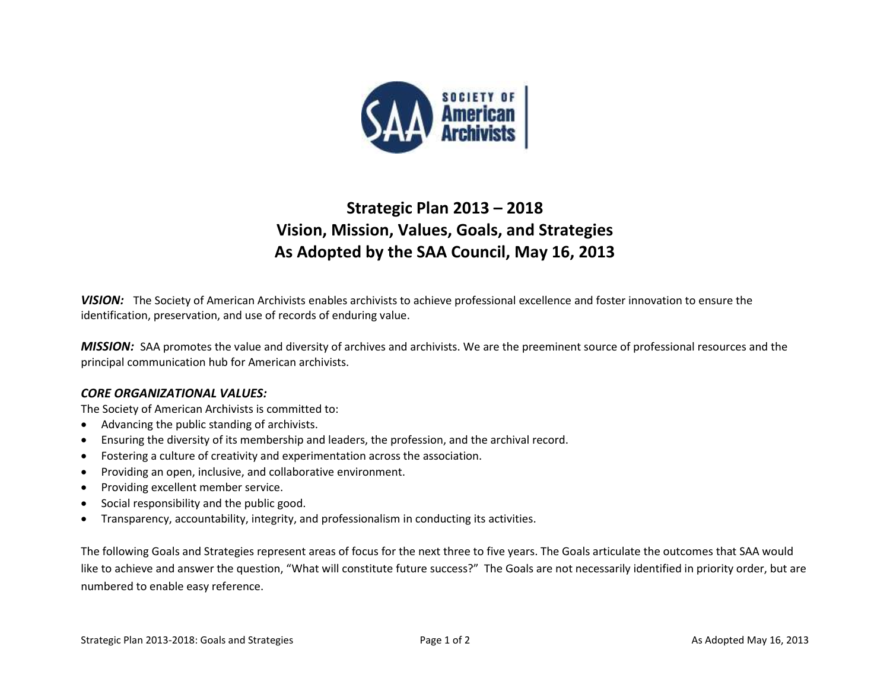# Strategic Plan 2013 – 2018
## Vision, Mission, Values, Goals, and Strategies
## As Adopted by the SAA Council, May 16, 2013

***VISION:*** The Society of American Archivists enables archivists to achieve professional excellence and foster innovation to ensure the identification, preservation, and use of records of enduring value.

***MISSION:*** SAA promotes the value and diversity of archives and archivists. We are the preeminent source of professional resources and the principal communication hub for American archivists.

***CORE ORGANIZATIONAL VALUES:***

The Society of American Archivists is committed to:

- Advancing the public standing of archivists.
- Ensuring the diversity of its membership and leaders, the profession, and the archival record.
- Fostering a culture of creativity and experimentation across the association.
- Providing an open, inclusive, and collaborative environment.
- Providing excellent member service.
- Social responsibility and the public good.
- Transparency, accountability, integrity, and professionalism in conducting its activities.

The following Goals and Strategies represent areas of focus for the next three to five years. The Goals articulate the outcomes that SAA would like to achieve and answer the question, "What will constitute future success?" The Goals are not necessarily identified in priority order, but are numbered to enable easy reference.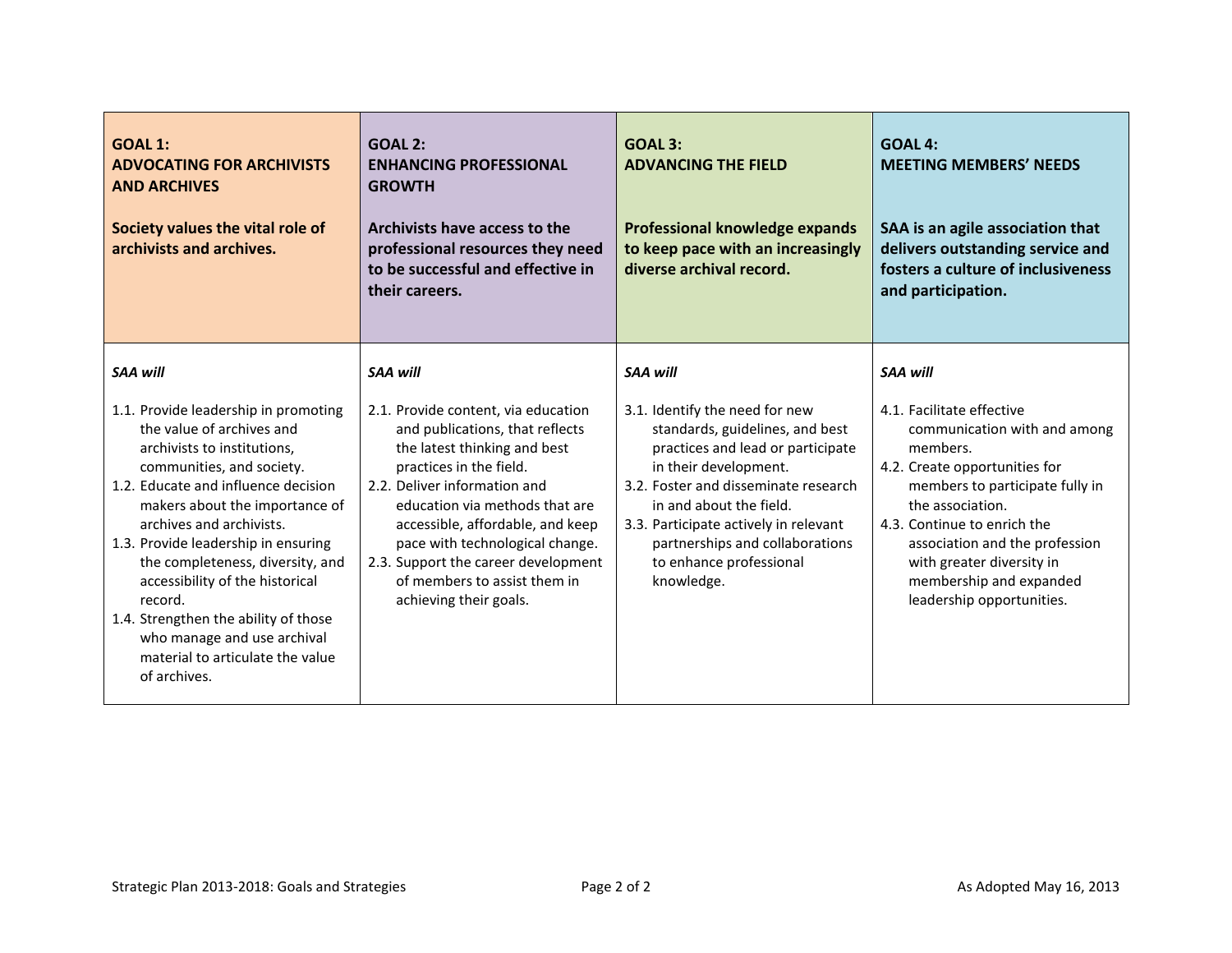| GOAL 1: ADVOCATING FOR ARCHIVISTS AND ARCHIVES<br><br>**Society values the vital role of archivists and archives.** | GOAL 2: ENHANCING PROFESSIONAL GROWTH<br><br>**Archivists have access to the professional resources they need to be successful and effective in their careers.** | GOAL 3: ADVANCING THE FIELD<br><br>**Professional knowledge expands to keep pace with an increasingly diverse archival record.** | GOAL 4: MEETING MEMBERS' NEEDS<br><br>**SAA is an agile association that delivers outstanding service and fosters a culture of inclusiveness and participation.** |
|---|---|---|---|
| ***SAA will***<br><br>1.1. Provide leadership in promoting the value of archives and archivists to institutions, communities, and society.<br>1.2. Educate and influence decision makers about the importance of archives and archivists.<br>1.3. Provide leadership in ensuring the completeness, diversity, and accessibility of the historical record.<br>1.4. Strengthen the ability of those who manage and use archival material to articulate the value of archives. | ***SAA will***<br><br>2.1. Provide content, via education and publications, that reflects the latest thinking and best practices in the field.<br>2.2. Deliver information and education via methods that are accessible, affordable, and keep pace with technological change.<br>2.3. Support the career development of members to assist them in achieving their goals. | ***SAA will***<br><br>3.1. Identify the need for new standards, guidelines, and best practices and lead or participate in their development.<br>3.2. Foster and disseminate research in and about the field.<br>3.3. Participate actively in relevant partnerships and collaborations to enhance professional knowledge. | ***SAA will***<br><br>4.1. Facilitate effective communication with and among members.<br>4.2. Create opportunities for members to participate fully in the association.<br>4.3. Continue to enrich the association and the profession with greater diversity in membership and expanded leadership opportunities. |

Strategic Plan 2013-2018: Goals and Strategies

As Adopted May 16, 2013